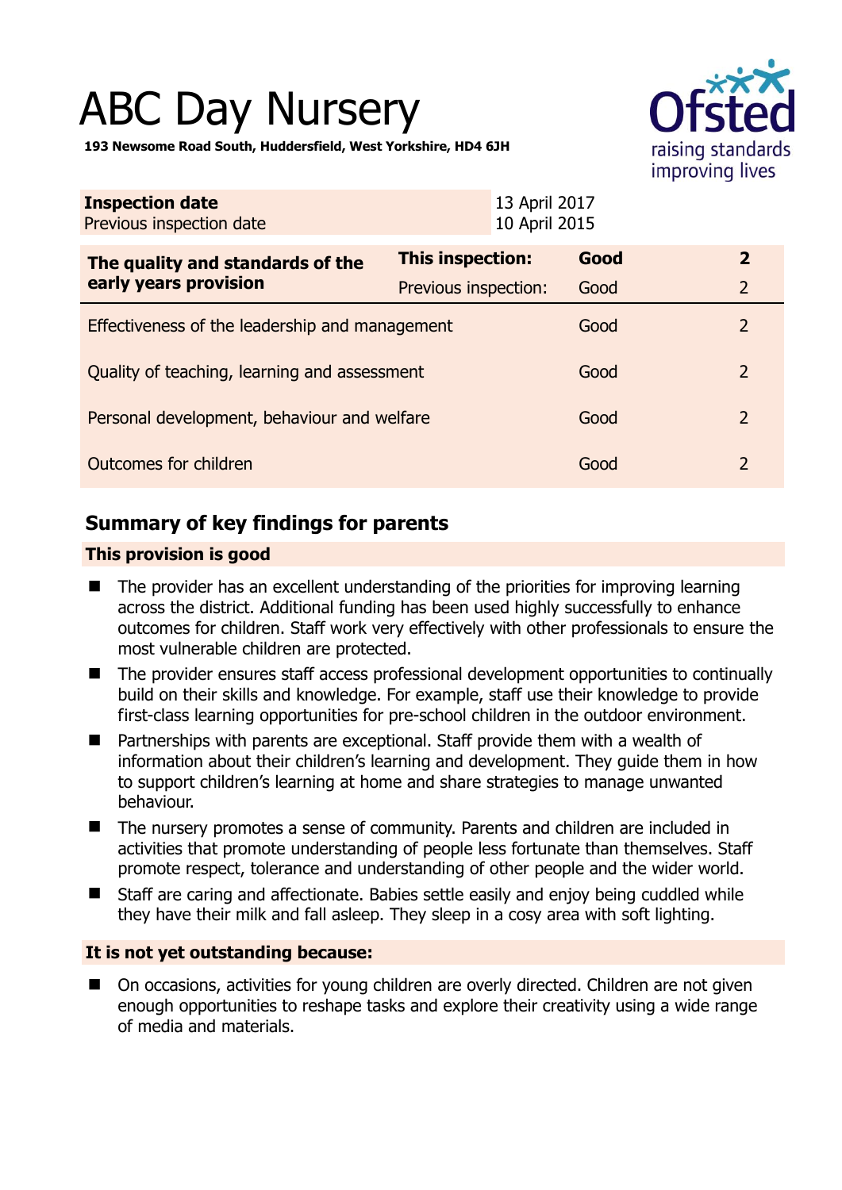# ABC Day Nursery

**193 Newsome Road South, Huddersfield, West Yorkshire, HD4 6JH**

| | |
|---|---|
| **Inspection date** | 13 April 2017 |
| Previous inspection date | 10 April 2015 |

| | | | |
|---|---|---|---|
| **The quality and standards of the early years provision** | **This inspection:** | **Good** | **2** |
| | Previous inspection: | Good | 2 |
| Effectiveness of the leadership and management | | Good | 2 |
| Quality of teaching, learning and assessment | | Good | 2 |
| Personal development, behaviour and welfare | | Good | 2 |
| Outcomes for children | | Good | 2 |

## Summary of key findings for parents

### This provision is good

- The provider has an excellent understanding of the priorities for improving learning across the district. Additional funding has been used highly successfully to enhance outcomes for children. Staff work very effectively with other professionals to ensure the most vulnerable children are protected.
- The provider ensures staff access professional development opportunities to continually build on their skills and knowledge. For example, staff use their knowledge to provide first-class learning opportunities for pre-school children in the outdoor environment.
- Partnerships with parents are exceptional. Staff provide them with a wealth of information about their children's learning and development. They guide them in how to support children's learning at home and share strategies to manage unwanted behaviour.
- The nursery promotes a sense of community. Parents and children are included in activities that promote understanding of people less fortunate than themselves. Staff promote respect, tolerance and understanding of other people and the wider world.
- Staff are caring and affectionate. Babies settle easily and enjoy being cuddled while they have their milk and fall asleep. They sleep in a cosy area with soft lighting.

### It is not yet outstanding because:

- On occasions, activities for young children are overly directed. Children are not given enough opportunities to reshape tasks and explore their creativity using a wide range of media and materials.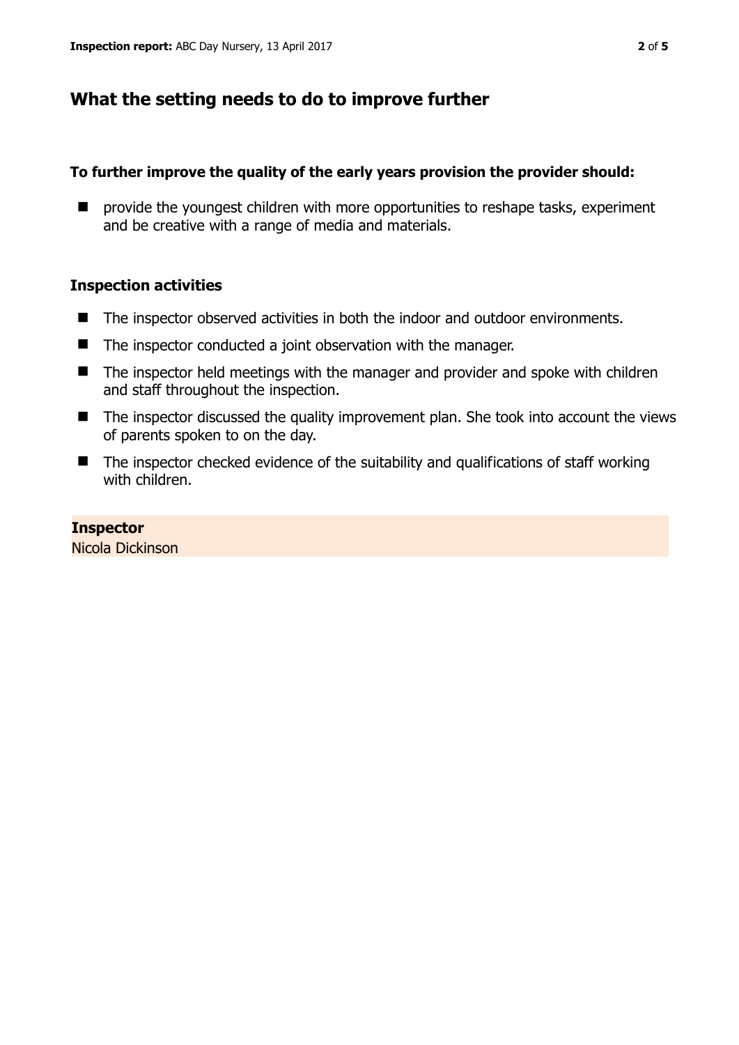## What the setting needs to do to improve further

### To further improve the quality of the early years provision the provider should:

- provide the youngest children with more opportunities to reshape tasks, experiment and be creative with a range of media and materials.

### Inspection activities

- The inspector observed activities in both the indoor and outdoor environments.
- The inspector conducted a joint observation with the manager.
- The inspector held meetings with the manager and provider and spoke with children and staff throughout the inspection.
- The inspector discussed the quality improvement plan. She took into account the views of parents spoken to on the day.
- The inspector checked evidence of the suitability and qualifications of staff working with children.

**Inspector**
Nicola Dickinson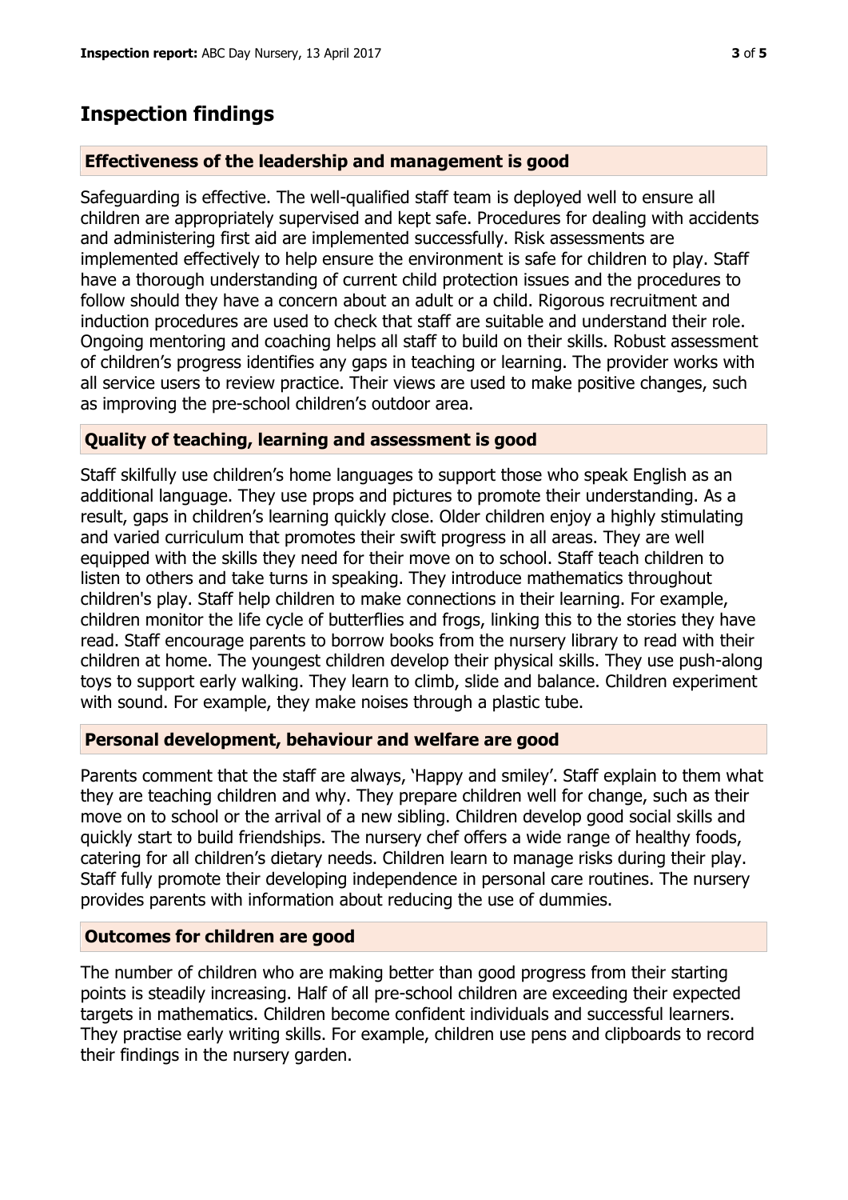## Inspection findings

### Effectiveness of the leadership and management is good

Safeguarding is effective. The well-qualified staff team is deployed well to ensure all children are appropriately supervised and kept safe. Procedures for dealing with accidents and administering first aid are implemented successfully. Risk assessments are implemented effectively to help ensure the environment is safe for children to play. Staff have a thorough understanding of current child protection issues and the procedures to follow should they have a concern about an adult or a child. Rigorous recruitment and induction procedures are used to check that staff are suitable and understand their role. Ongoing mentoring and coaching helps all staff to build on their skills. Robust assessment of children's progress identifies any gaps in teaching or learning. The provider works with all service users to review practice. Their views are used to make positive changes, such as improving the pre-school children's outdoor area.

### Quality of teaching, learning and assessment is good

Staff skilfully use children's home languages to support those who speak English as an additional language. They use props and pictures to promote their understanding. As a result, gaps in children's learning quickly close. Older children enjoy a highly stimulating and varied curriculum that promotes their swift progress in all areas. They are well equipped with the skills they need for their move on to school. Staff teach children to listen to others and take turns in speaking. They introduce mathematics throughout children's play. Staff help children to make connections in their learning. For example, children monitor the life cycle of butterflies and frogs, linking this to the stories they have read. Staff encourage parents to borrow books from the nursery library to read with their children at home. The youngest children develop their physical skills. They use push-along toys to support early walking. They learn to climb, slide and balance. Children experiment with sound. For example, they make noises through a plastic tube.

### Personal development, behaviour and welfare are good

Parents comment that the staff are always, 'Happy and smiley'. Staff explain to them what they are teaching children and why. They prepare children well for change, such as their move on to school or the arrival of a new sibling. Children develop good social skills and quickly start to build friendships. The nursery chef offers a wide range of healthy foods, catering for all children's dietary needs. Children learn to manage risks during their play. Staff fully promote their developing independence in personal care routines. The nursery provides parents with information about reducing the use of dummies.

### Outcomes for children are good

The number of children who are making better than good progress from their starting points is steadily increasing. Half of all pre-school children are exceeding their expected targets in mathematics. Children become confident individuals and successful learners. They practise early writing skills. For example, children use pens and clipboards to record their findings in the nursery garden.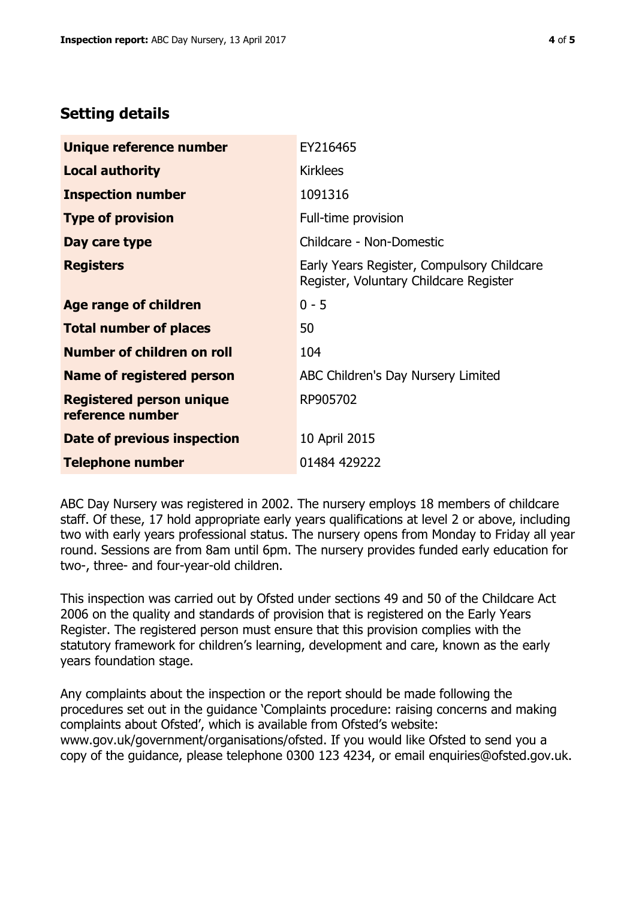## Setting details

| | |
|---|---|
| **Unique reference number** | EY216465 |
| **Local authority** | Kirklees |
| **Inspection number** | 1091316 |
| **Type of provision** | Full-time provision |
| **Day care type** | Childcare - Non-Domestic |
| **Registers** | Early Years Register, Compulsory Childcare Register, Voluntary Childcare Register |
| **Age range of children** | 0 - 5 |
| **Total number of places** | 50 |
| **Number of children on roll** | 104 |
| **Name of registered person** | ABC Children's Day Nursery Limited |
| **Registered person unique reference number** | RP905702 |
| **Date of previous inspection** | 10 April 2015 |
| **Telephone number** | 01484 429222 |

ABC Day Nursery was registered in 2002. The nursery employs 18 members of childcare staff. Of these, 17 hold appropriate early years qualifications at level 2 or above, including two with early years professional status. The nursery opens from Monday to Friday all year round. Sessions are from 8am until 6pm. The nursery provides funded early education for two-, three- and four-year-old children.

This inspection was carried out by Ofsted under sections 49 and 50 of the Childcare Act 2006 on the quality and standards of provision that is registered on the Early Years Register. The registered person must ensure that this provision complies with the statutory framework for children's learning, development and care, known as the early years foundation stage.

Any complaints about the inspection or the report should be made following the procedures set out in the guidance 'Complaints procedure: raising concerns and making complaints about Ofsted', which is available from Ofsted's website: www.gov.uk/government/organisations/ofsted. If you would like Ofsted to send you a copy of the guidance, please telephone 0300 123 4234, or email enquiries@ofsted.gov.uk.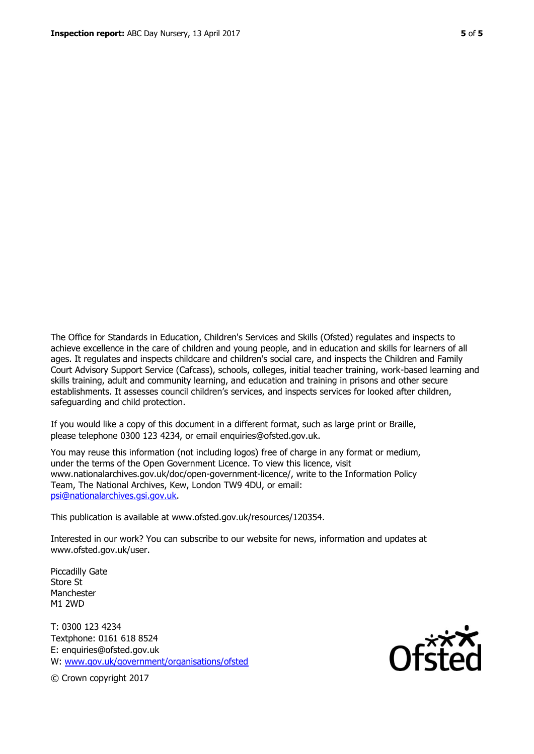The Office for Standards in Education, Children's Services and Skills (Ofsted) regulates and inspects to achieve excellence in the care of children and young people, and in education and skills for learners of all ages. It regulates and inspects childcare and children's social care, and inspects the Children and Family Court Advisory Support Service (Cafcass), schools, colleges, initial teacher training, work-based learning and skills training, adult and community learning, and education and training in prisons and other secure establishments. It assesses council children's services, and inspects services for looked after children, safeguarding and child protection.

If you would like a copy of this document in a different format, such as large print or Braille, please telephone 0300 123 4234, or email enquiries@ofsted.gov.uk.

You may reuse this information (not including logos) free of charge in any format or medium, under the terms of the Open Government Licence. To view this licence, visit www.nationalarchives.gov.uk/doc/open-government-licence/, write to the Information Policy Team, The National Archives, Kew, London TW9 4DU, or email: psi@nationalarchives.gsi.gov.uk.

This publication is available at www.ofsted.gov.uk/resources/120354.

Interested in our work? You can subscribe to our website for news, information and updates at www.ofsted.gov.uk/user.

Piccadilly Gate
Store St
Manchester
M1 2WD

T: 0300 123 4234
Textphone: 0161 618 8524
E: enquiries@ofsted.gov.uk
W: www.gov.uk/government/organisations/ofsted

© Crown copyright 2017